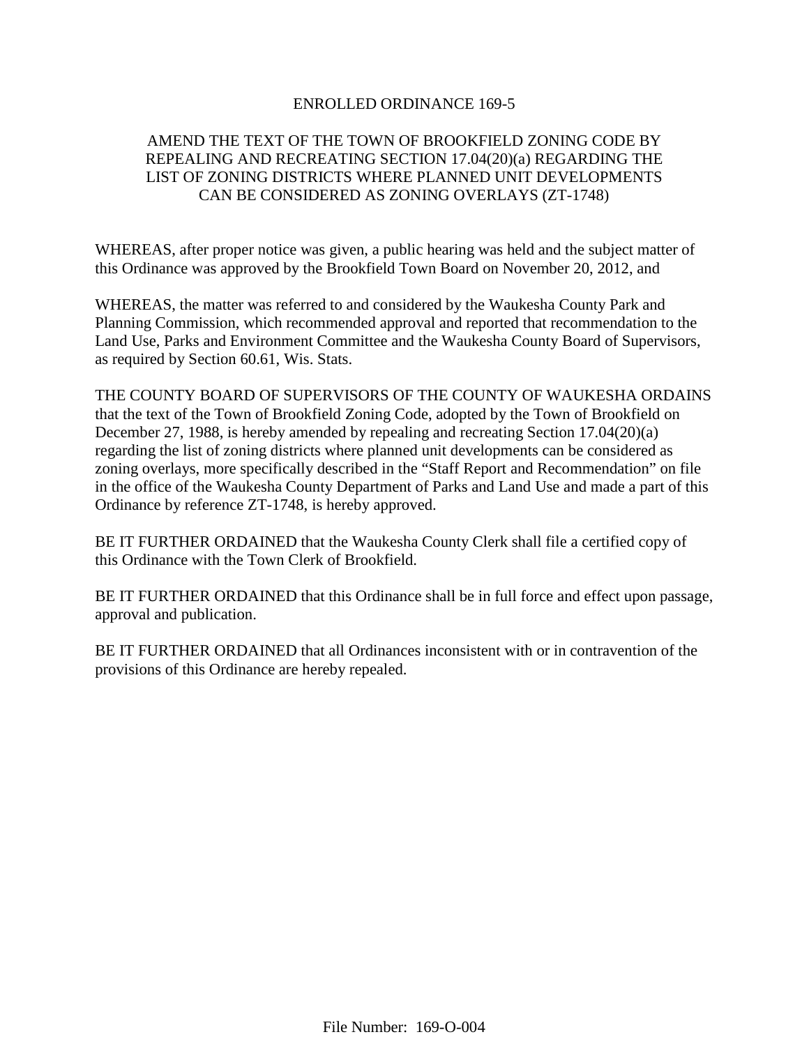# ENROLLED ORDINANCE 169-5

## AMEND THE TEXT OF THE TOWN OF BROOKFIELD ZONING CODE BY REPEALING AND RECREATING SECTION 17.04(20)(a) REGARDING THE LIST OF ZONING DISTRICTS WHERE PLANNED UNIT DEVELOPMENTS CAN BE CONSIDERED AS ZONING OVERLAYS (ZT-1748)

WHEREAS, after proper notice was given, a public hearing was held and the subject matter of this Ordinance was approved by the Brookfield Town Board on November 20, 2012, and

WHEREAS, the matter was referred to and considered by the Waukesha County Park and Planning Commission, which recommended approval and reported that recommendation to the Land Use, Parks and Environment Committee and the Waukesha County Board of Supervisors, as required by Section 60.61, Wis. Stats.

THE COUNTY BOARD OF SUPERVISORS OF THE COUNTY OF WAUKESHA ORDAINS that the text of the Town of Brookfield Zoning Code, adopted by the Town of Brookfield on December 27, 1988, is hereby amended by repealing and recreating Section 17.04(20)(a) regarding the list of zoning districts where planned unit developments can be considered as zoning overlays, more specifically described in the "Staff Report and Recommendation" on file in the office of the Waukesha County Department of Parks and Land Use and made a part of this Ordinance by reference ZT-1748, is hereby approved.

BE IT FURTHER ORDAINED that the Waukesha County Clerk shall file a certified copy of this Ordinance with the Town Clerk of Brookfield.

BE IT FURTHER ORDAINED that this Ordinance shall be in full force and effect upon passage, approval and publication.

BE IT FURTHER ORDAINED that all Ordinances inconsistent with or in contravention of the provisions of this Ordinance are hereby repealed.

File Number: 169-O-004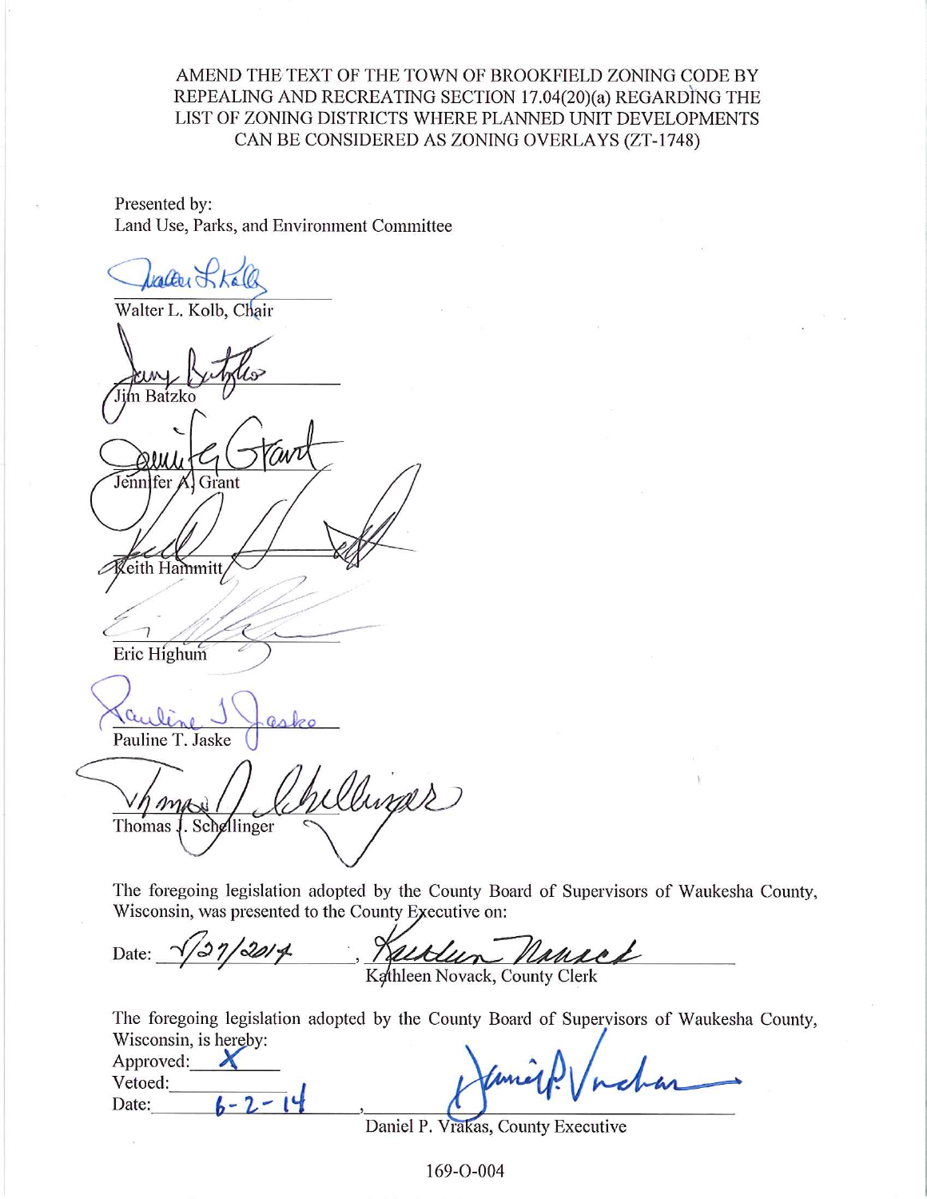AMEND THE TEXT OF THE TOWN OF BROOKFIELD ZONING CODE BY REPEALING AND RECREATING SECTION 17.04(20)(a) REGARDING THE LIST OF ZONING DISTRICTS WHERE PLANNED UNIT DEVELOPMENTS CAN BE CONSIDERED AS ZONING OVERLAYS (ZT-1748)

Presented by:
Land Use, Parks, and Environment Committee

Walter L. Kolb, Chair

Jim Batzko

Jennifer A. Grant

Keith Hammitt

Eric Highum

Pauline T. Jaske

Thomas J. Schellinger

The foregoing legislation adopted by the County Board of Supervisors of Waukesha County, Wisconsin, was presented to the County Executive on:

Date: 5/27/2014 , Kathleen Novack, County Clerk

The foregoing legislation adopted by the County Board of Supervisors of Waukesha County, Wisconsin, is hereby:

Approved: X
Vetoed:
Date: 6-2-14 , Daniel P. Vrakas, County Executive

169-O-004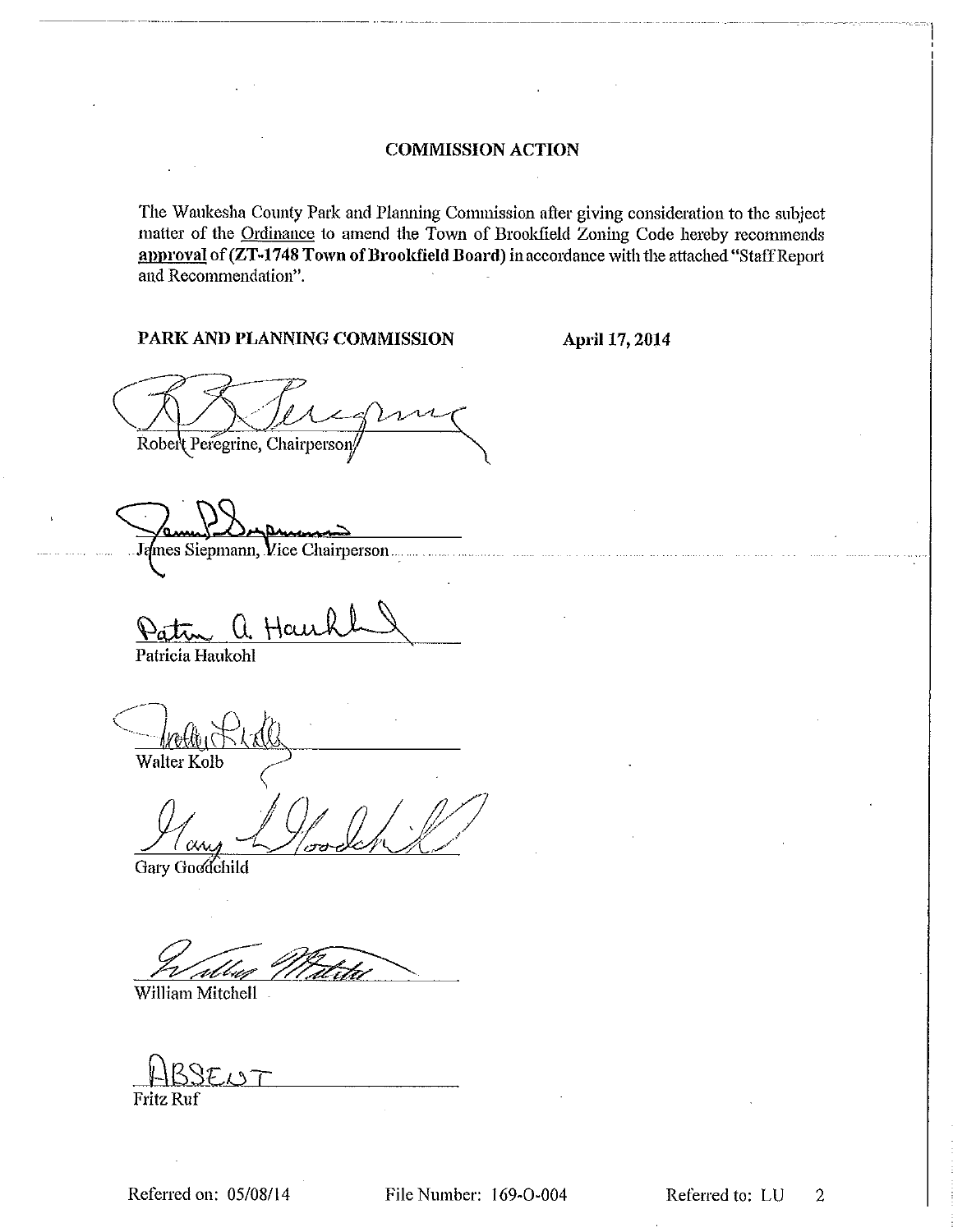## COMMISSION ACTION

The Waukesha County Park and Planning Commission after giving consideration to the subject matter of the Ordinance to amend the Town of Brookfield Zoning Code hereby recommends **approval** of **(ZT-1748 Town of Brookfield Board)** in accordance with the attached "Staff Report and Recommendation".

**PARK AND PLANNING COMMISSION** **April 17, 2014**

Robert Peregrine, Chairperson

James Siepmann, Vice Chairperson

Patricia Haukohl

Walter Kolb

Gary Goodchild

William Mitchell

ABSENT

Fritz Ruf

Referred on: 05/08/14 File Number: 169-O-004 Referred to: LU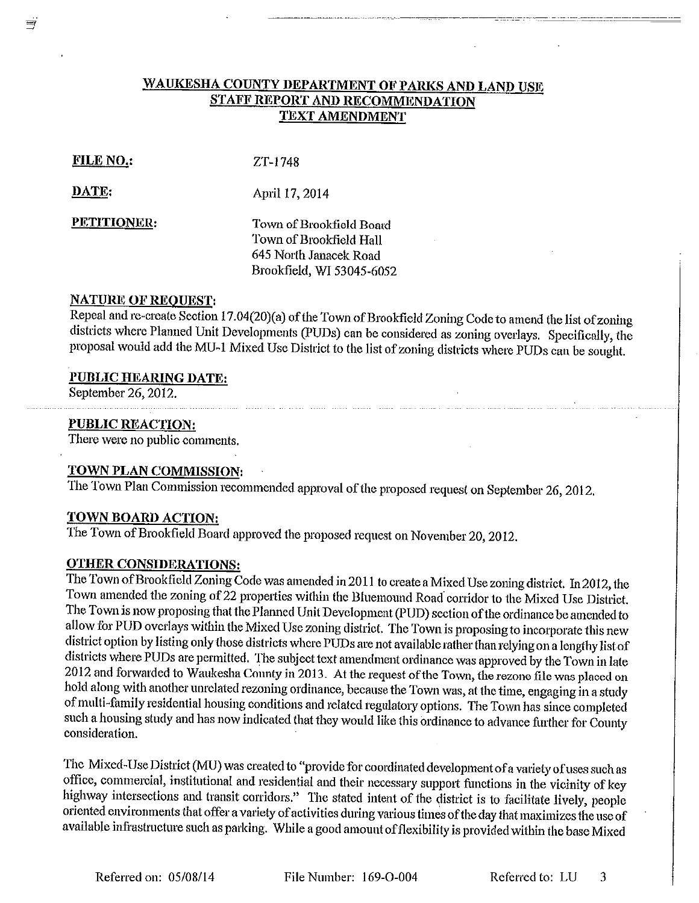# WAUKESHA COUNTY DEPARTMENT OF PARKS AND LAND USE
## STAFF REPORT AND RECOMMENDATION
## TEXT AMENDMENT

**FILE NO.:** ZT-1748

**DATE:** April 17, 2014

**PETITIONER:** Town of Brookfield Board
Town of Brookfield Hall
645 North Janacek Road
Brookfield, WI 53045-6052

### NATURE OF REQUEST:

Repeal and re-create Section 17.04(20)(a) of the Town of Brookfield Zoning Code to amend the list of zoning districts where Planned Unit Developments (PUDs) can be considered as zoning overlays. Specifically, the proposal would add the MU-1 Mixed Use District to the list of zoning districts where PUDs can be sought.

### PUBLIC HEARING DATE:

September 26, 2012.

### PUBLIC REACTION:

There were no public comments.

### TOWN PLAN COMMISSION:

The Town Plan Commission recommended approval of the proposed request on September 26, 2012.

### TOWN BOARD ACTION:

The Town of Brookfield Board approved the proposed request on November 20, 2012.

### OTHER CONSIDERATIONS:

The Town of Brookfield Zoning Code was amended in 2011 to create a Mixed Use zoning district. In 2012, the Town amended the zoning of 22 properties within the Bluemound Road corridor to the Mixed Use District. The Town is now proposing that the Planned Unit Development (PUD) section of the ordinance be amended to allow for PUD overlays within the Mixed Use zoning district. The Town is proposing to incorporate this new district option by listing only those districts where PUDs are not available rather than relying on a lengthy list of districts where PUDs are permitted. The subject text amendment ordinance was approved by the Town in late 2012 and forwarded to Waukesha County in 2013. At the request of the Town, the rezone file was placed on hold along with another unrelated rezoning ordinance, because the Town was, at the time, engaging in a study of multi-family residential housing conditions and related regulatory options. The Town has since completed such a housing study and has now indicated that they would like this ordinance to advance further for County consideration.

The Mixed-Use District (MU) was created to "provide for coordinated development of a variety of uses such as office, commercial, institutional and residential and their necessary support functions in the vicinity of key highway intersections and transit corridors." The stated intent of the district is to facilitate lively, people oriented environments that offer a variety of activities during various times of the day that maximizes the use of available infrastructure such as parking. While a good amount of flexibility is provided within the base Mixed

Referred on: 05/08/14 File Number: 169-O-004 Referred to: LU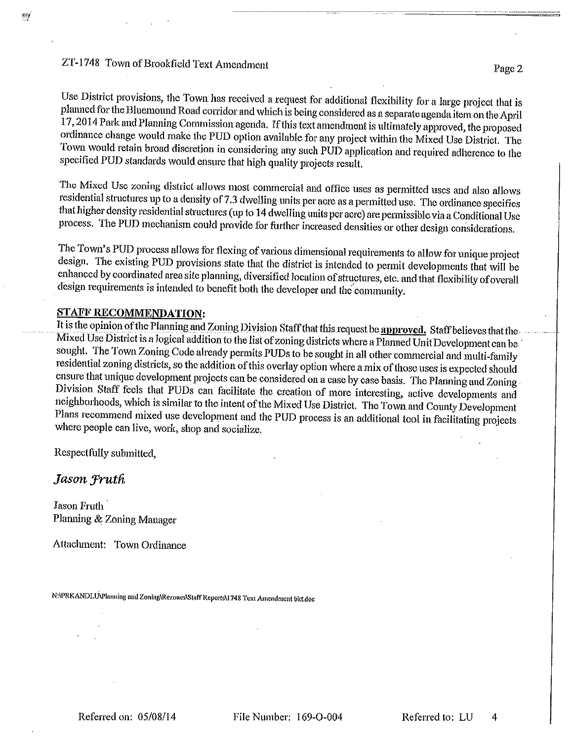Use District provisions, the Town has received a request for additional flexibility for a large project that is planned for the Bluemound Road corridor and which is being considered as a separate agenda item on the April 17, 2014 Park and Planning Commission agenda. If this text amendment is ultimately approved, the proposed ordinance change would make the PUD option available for any project within the Mixed Use District. The Town would retain broad discretion in considering any such PUD application and required adherence to the specified PUD standards would ensure that high quality projects result.

The Mixed Use zoning district allows most commercial and office uses as permitted uses and also allows residential structures up to a density of 7.3 dwelling units per acre as a permitted use. The ordinance specifies that higher density residential structures (up to 14 dwelling units per acre) are permissible via a Conditional Use process. The PUD mechanism could provide for further increased densities or other design considerations.

The Town's PUD process allows for flexing of various dimensional requirements to allow for unique project design. The existing PUD provisions state that the district is intended to permit developments that will be enhanced by coordinated area site planning, diversified location of structures, etc. and that flexibility of overall design requirements is intended to benefit both the developer and the community.

**STAFF RECOMMENDATION:**

It is the opinion of the Planning and Zoning Division Staff that this request be **approved.** Staff believes that the Mixed Use District is a logical addition to the list of zoning districts where a Planned Unit Development can be sought. The Town Zoning Code already permits PUDs to be sought in all other commercial and multi-family residential zoning districts, so the addition of this overlay option where a mix of those uses is expected should ensure that unique development projects can be considered on a case by case basis. The Planning and Zoning Division Staff feels that PUDs can facilitate the creation of more interesting, active developments and neighborhoods, which is similar to the intent of the Mixed Use District. The Town and County Development Plans recommend mixed use development and the PUD process is an additional tool in facilitating projects where people can live, work, shop and socialize.

Respectfully submitted,

*Jason Fruth*

Jason Fruth
Planning & Zoning Manager

Attachment: Town Ordinance

N:\PRKANDLU\Planning and Zoning\Rezones\Staff Reports\1748 Text Amendment bkt.doc

Referred on: 05/08/14 File Number: 169-O-004 Referred to: LU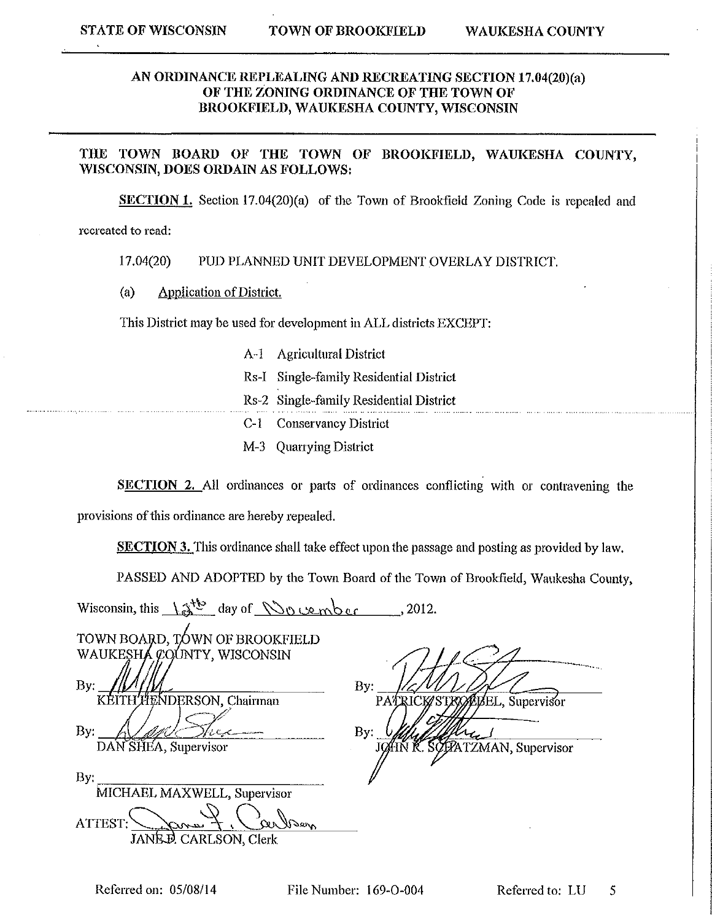STATE OF WISCONSIN TOWN OF BROOKFIELD WAUKESHA COUNTY

# AN ORDINANCE REPLEALING AND RECREATING SECTION 17.04(20)(a) OF THE ZONING ORDINANCE OF THE TOWN OF BROOKFIELD, WAUKESHA COUNTY, WISCONSIN

**THE TOWN BOARD OF THE TOWN OF BROOKFIELD, WAUKESHA COUNTY, WISCONSIN, DOES ORDAIN AS FOLLOWS:**

**SECTION 1.** Section 17.04(20)(a) of the Town of Brookfield Zoning Code is repealed and recreated to read:

17.04(20) PUD PLANNED UNIT DEVELOPMENT OVERLAY DISTRICT.

(a) Application of District.

This District may be used for development in ALL districts EXCEPT:

- A-1 Agricultural District
- Rs-1 Single-family Residential District
- Rs-2 Single-family Residential District
- C-1 Conservancy District
- M-3 Quarrying District

**SECTION 2.** All ordinances or parts of ordinances conflicting with or contravening the provisions of this ordinance are hereby repealed.

**SECTION 3.** This ordinance shall take effect upon the passage and posting as provided by law.

PASSED AND ADOPTED by the Town Board of the Town of Brookfield, Waukesha County, Wisconsin, this 13th day of November, 2012.

TOWN BOARD, TOWN OF BROOKFIELD
WAUKESHA COUNTY, WISCONSIN

By: ______________________
KEITH HENDERSON, Chairman

By: ______________________
DAN SHEA, Supervisor

By: ______________________
MICHAEL MAXWELL, Supervisor

By: ______________________
PATRICK STROEBEL, Supervisor

By: ______________________
JOHN R. SCHATZMAN, Supervisor

ATTEST: ______________________
JANE P. CARLSON, Clerk

Referred on: 05/08/14 File Number: 169-O-004 Referred to: LU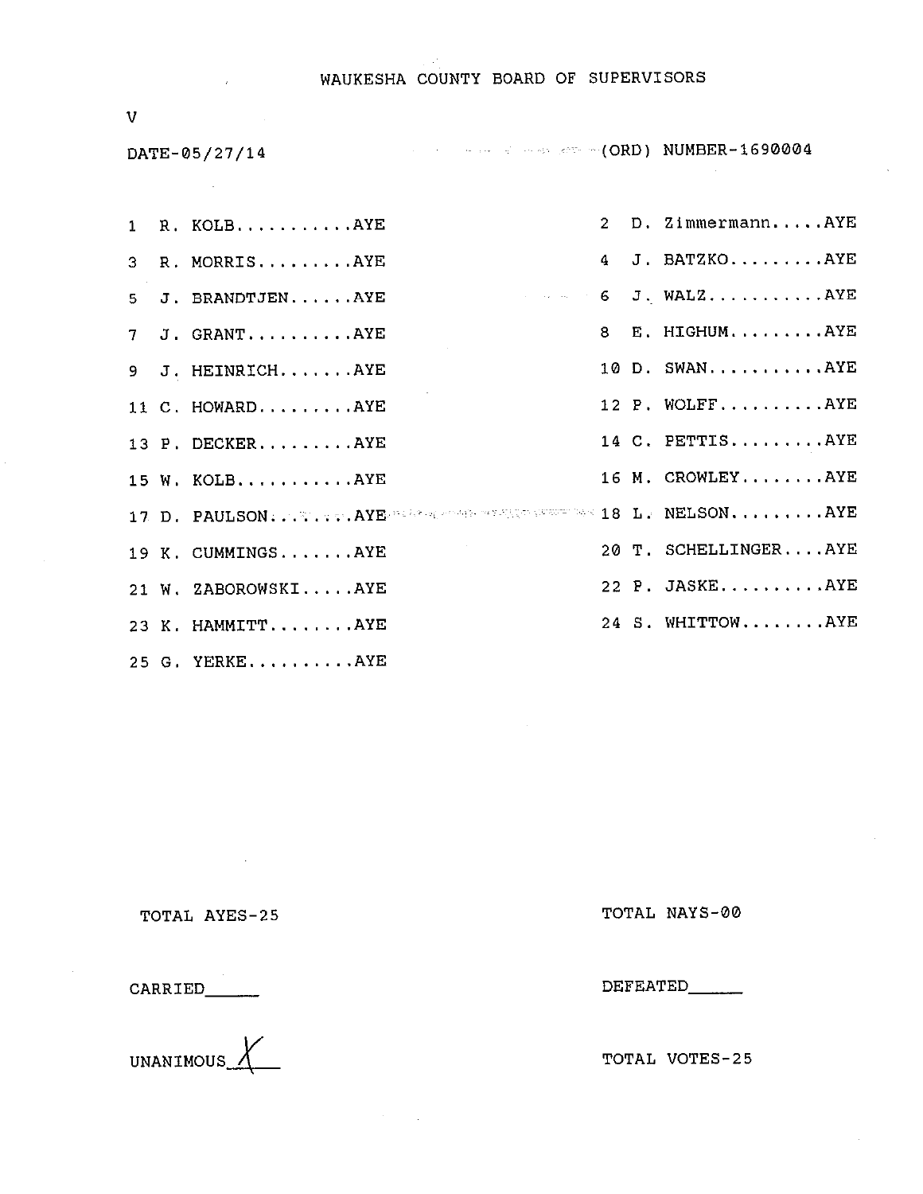# WAUKESHA COUNTY BOARD OF SUPERVISORS

V

DATE-05/27/14 (ORD) NUMBER-1690004

| | |
|---|---|
| 1 R. KOLB...........AYE | 2 D. Zimmermann.....AYE |
| 3 R. MORRIS.........AYE | 4 J. BATZKO.........AYE |
| 5 J. BRANDTJEN......AYE | 6 J. WALZ...........AYE |
| 7 J. GRANT..........AYE | 8 E. HIGHUM.........AYE |
| 9 J. HEINRICH.......AYE | 10 D. SWAN...........AYE |
| 11 C. HOWARD.........AYE | 12 P. WOLFF..........AYE |
| 13 P. DECKER.........AYE | 14 C. PETTIS.........AYE |
| 15 W. KOLB...........AYE | 16 M. CROWLEY........AYE |
| 17 D. PAULSON........AYE | 18 L. NELSON.........AYE |
| 19 K. CUMMINGS.......AYE | 20 T. SCHELLINGER....AYE |
| 21 W. ZABOROWSKI.....AYE | 22 P. JASKE..........AYE |
| 23 K. HAMMITT........AYE | 24 S. WHITTOW........AYE |
| 25 G. YERKE..........AYE | |

TOTAL AYES-25

TOTAL NAYS-00

CARRIED______

DEFEATED______

UNANIMOUS X

TOTAL VOTES-25